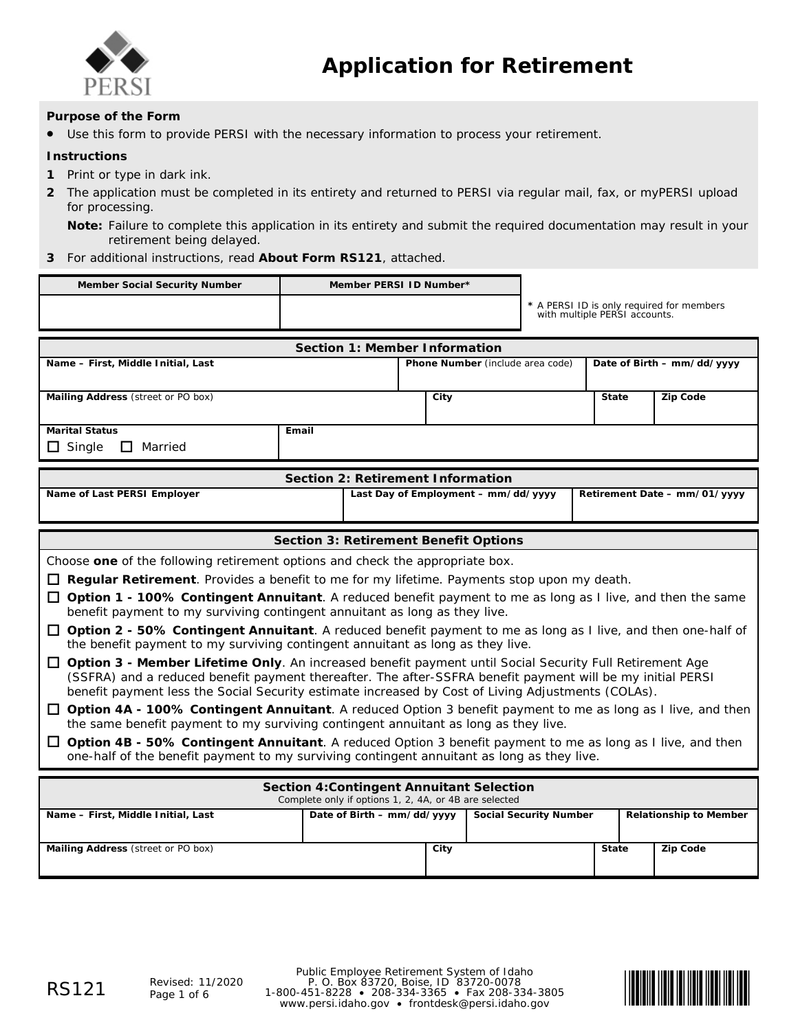# Application for Retirement

**Purpose of the Form**

- Use this form to provide PERSI with the necessary information to process your retirement.

**Instructions**

1. Print or type in dark ink.
2. The application must be completed in its entirety and returned to PERSI via regular mail, fax, or myPERSI upload for processing.

   **Note:** Failure to complete this application in its entirety and submit the required documentation may result in your retirement being delayed.
3. For additional instructions, read **About Form RS121**, attached.

| Member Social Security Number | Member PERSI ID Number* |
|---|---|
| | |

\* A PERSI ID is only required for members with multiple PERSI accounts.

## Section 1: Member Information

| Name – First, Middle Initial, Last | Phone Number (include area code) | Date of Birth – mm/dd/yyyy |
|---|---|---|
| | | |

| Mailing Address (street or PO box) | City | State | Zip Code |
|---|---|---|---|
| | | | |

| Marital Status | Email |
|---|---|
| ☐ Single ☐ Married | |

## Section 2: Retirement Information

| Name of Last PERSI Employer | Last Day of Employment – mm/dd/yyyy | Retirement Date – mm/01/yyyy |
|---|---|---|
| | | |

## Section 3: Retirement Benefit Options

Choose **one** of the following retirement options and check the appropriate box.

- ☐ **Regular Retirement**. Provides a benefit to me for my lifetime. Payments stop upon my death.
- ☐ **Option 1 - 100% Contingent Annuitant**. A reduced benefit payment to me as long as I live, and then the same benefit payment to my surviving contingent annuitant as long as they live.
- ☐ **Option 2 - 50% Contingent Annuitant**. A reduced benefit payment to me as long as I live, and then one-half of the benefit payment to my surviving contingent annuitant as long as they live.
- ☐ **Option 3 - Member Lifetime Only**. An increased benefit payment until Social Security Full Retirement Age (SSFRA) and a reduced benefit payment thereafter. The after-SSFRA benefit payment will be my initial PERSI benefit payment less the Social Security estimate increased by Cost of Living Adjustments (COLAs).
- ☐ **Option 4A - 100% Contingent Annuitant**. A reduced Option 3 benefit payment to me as long as I live, and then the same benefit payment to my surviving contingent annuitant as long as they live.
- ☐ **Option 4B - 50% Contingent Annuitant**. A reduced Option 3 benefit payment to me as long as I live, and then one-half of the benefit payment to my surviving contingent annuitant as long as they live.

## Section 4: Contingent Annuitant Selection

Complete only if options 1, 2, 4A, or 4B are selected

| Name – First, Middle Initial, Last | Date of Birth – mm/dd/yyyy | Social Security Number | Relationship to Member |
|---|---|---|---|
| | | | |

| Mailing Address (street or PO box) | City | State | Zip Code |
|---|---|---|---|
| | | | |

RS121 Revised: 11/2020

Public Employee Retirement System of Idaho
P. O. Box 83720, Boise, ID 83720-0078
1-800-451-8228 • 208-334-3365 • Fax 208-334-3805
www.persi.idaho.gov • frontdesk@persi.idaho.gov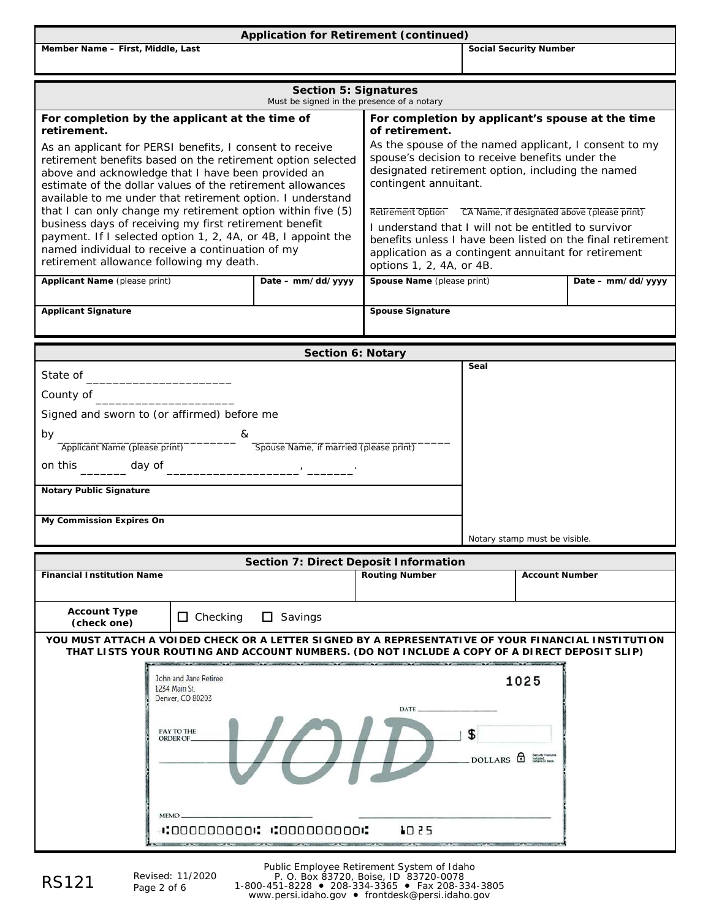## Application for Retirement (continued)

| Member Name – First, Middle, Last | Social Security Number |
|---|---|
| | |

## Section 5: Signatures

*Must be signed in the presence of a notary*

**For completion by the applicant at the time of retirement.**

As an applicant for PERSI benefits, I consent to receive retirement benefits based on the retirement option selected above and acknowledge that I have been provided an estimate of the dollar values of the retirement allowances available to me under that retirement option. I understand that I can only change my retirement option within five (5) business days of receiving my first retirement benefit payment. If I selected option 1, 2, 4A, or 4B, I appoint the named individual to receive a continuation of my retirement allowance following my death.

| Applicant Name (please print) | Date – mm/dd/yyyy |
|---|---|
| | |

| Applicant Signature |
|---|
| |

**For completion by applicant's spouse at the time of retirement.**

As the spouse of the named applicant, I consent to my spouse's decision to receive benefits under the designated retirement option, including the named contingent annuitant.

________ Retirement Option ________ CA Name, if designated above (please print)

I understand that I will not be entitled to survivor benefits unless I have been listed on the final retirement application as a contingent annuitant for retirement options 1, 2, 4A, or 4B.

| Spouse Name (please print) | Date – mm/dd/yyyy |
|---|---|
| | |

| Spouse Signature |
|---|
| |

## Section 6: Notary

State of ______________________

County of ____________________

Signed and sworn to (or affirmed) before me

by ____________________________ & ______________________________
Applicant Name (please print) Spouse Name, if married (please print)

on this _______ day of ____________________, _______.

| Notary Public Signature |
|---|
| |

| My Commission Expires On |
|---|
| |

Seal

Notary stamp must be visible.

## Section 7: Direct Deposit Information

| Financial Institution Name | Routing Number | Account Number |
|---|---|---|
| | | |

**Account Type (check one)** ☐ Checking ☐ Savings

**YOU MUST ATTACH A VOIDED CHECK OR A LETTER SIGNED BY A REPRESENTATIVE OF YOUR FINANCIAL INSTITUTION THAT LISTS YOUR ROUTING AND ACCOUNT NUMBERS. (DO NOT INCLUDE A COPY OF A DIRECT DEPOSIT SLIP)**

John and Jane Retiree
1234 Main St.
Denver, CO 80203

1025

DATE ________

PAY TO THE ORDER OF ________ VOID $

________ DOLLARS

MEMO ________

⑆000000000⑆ ⑆000000000⑆ 1025

RS121 Revised: 11/2020

Public Employee Retirement System of Idaho
P. O. Box 83720, Boise, ID 83720-0078
1-800-451-8228 • 208-334-3365 • Fax 208-334-3805
www.persi.idaho.gov • frontdesk@persi.idaho.gov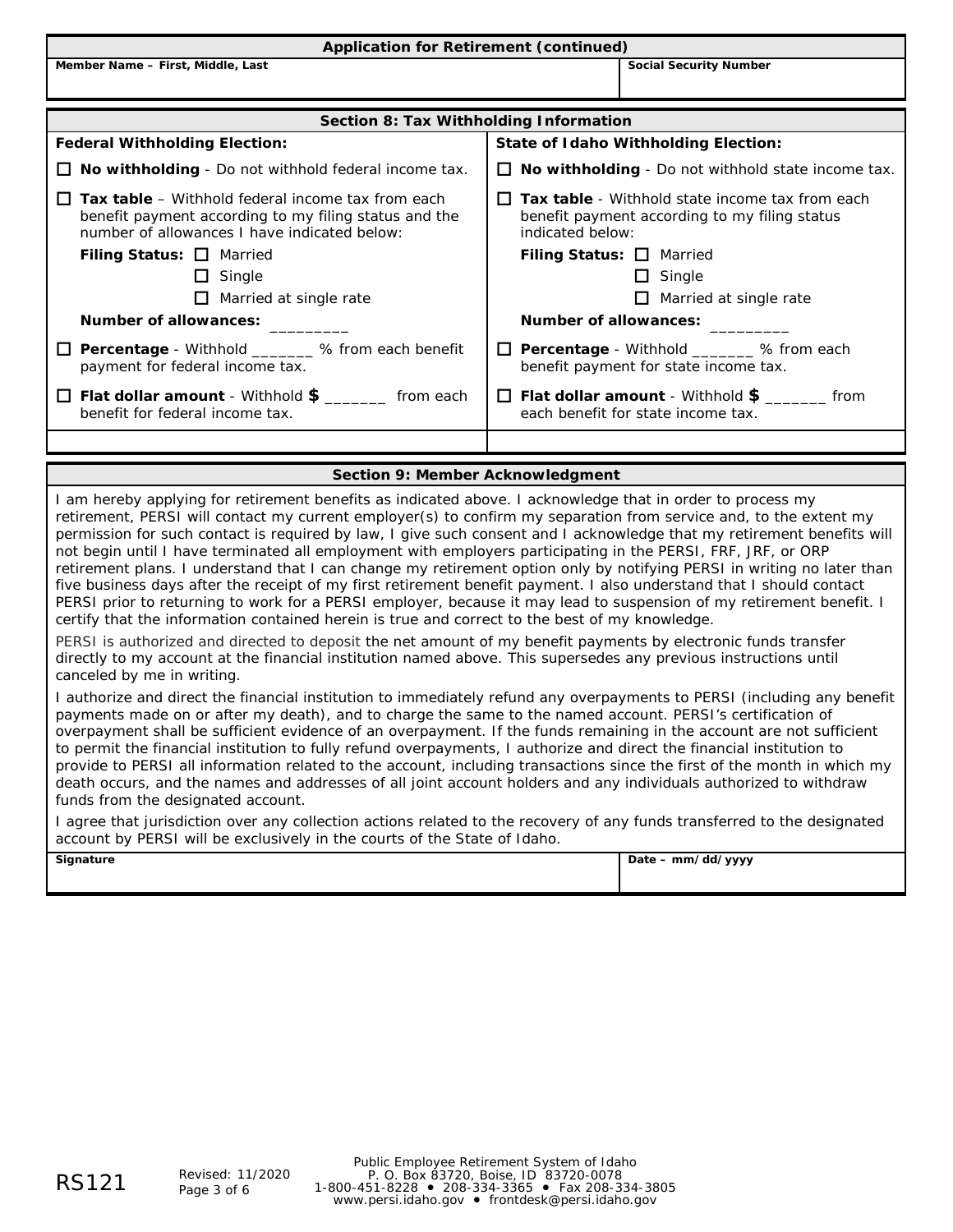## Application for Retirement (continued)

| Member Name – First, Middle, Last | Social Security Number |
|---|---|
| | |

## Section 8: Tax Withholding Information

| Federal Withholding Election: | State of Idaho Withholding Election: |
|---|---|
| ☐ **No withholding** - Do not withhold federal income tax. | ☐ **No withholding** - Do not withhold state income tax. |
| ☐ **Tax table** – Withhold federal income tax from each benefit payment according to my filing status and the number of allowances I have indicated below: | ☐ **Tax table** - Withhold state income tax from each benefit payment according to my filing status indicated below: |
| **Filing Status:** ☐ Married ☐ Single ☐ Married at single rate | **Filing Status:** ☐ Married ☐ Single ☐ Married at single rate |
| **Number of allowances:** _________ | **Number of allowances:** _________ |
| ☐ **Percentage** - Withhold _______ % from each benefit payment for federal income tax. | ☐ **Percentage** - Withhold _______ % from each benefit payment for state income tax. |
| ☐ **Flat dollar amount** - Withhold **$** _______ from each benefit for federal income tax. | ☐ **Flat dollar amount** - Withhold **$** _______ from each benefit for state income tax. |

## Section 9: Member Acknowledgment

I am hereby applying for retirement benefits as indicated above. I acknowledge that in order to process my retirement, PERSI will contact my current employer(s) to confirm my separation from service and, to the extent my permission for such contact is required by law, I give such consent and I acknowledge that my retirement benefits will not begin until I have terminated all employment with employers participating in the PERSI, FRF, JRF, or ORP retirement plans. I understand that I can change my retirement option only by notifying PERSI in writing no later than five business days after the receipt of my first retirement benefit payment. I also understand that I should contact PERSI prior to returning to work for a PERSI employer, because it may lead to suspension of my retirement benefit. I certify that the information contained herein is true and correct to the best of my knowledge.

PERSI is authorized and directed to deposit the net amount of my benefit payments by electronic funds transfer directly to my account at the financial institution named above. This supersedes any previous instructions until canceled by me in writing.

I authorize and direct the financial institution to immediately refund any overpayments to PERSI (including any benefit payments made on or after my death), and to charge the same to the named account. PERSI's certification of overpayment shall be sufficient evidence of an overpayment. If the funds remaining in the account are not sufficient to permit the financial institution to fully refund overpayments, I authorize and direct the financial institution to provide to PERSI all information related to the account, including transactions since the first of the month in which my death occurs, and the names and addresses of all joint account holders and any individuals authorized to withdraw funds from the designated account.

I agree that jurisdiction over any collection actions related to the recovery of any funds transferred to the designated account by PERSI will be exclusively in the courts of the State of Idaho.

| Signature | Date – mm/dd/yyyy |
|---|---|
| | |

RS121 Revised: 11/2020

Public Employee Retirement System of Idaho
P. O. Box 83720, Boise, ID 83720-0078
1-800-451-8228 • 208-334-3365 • Fax 208-334-3805
www.persi.idaho.gov • frontdesk@persi.idaho.gov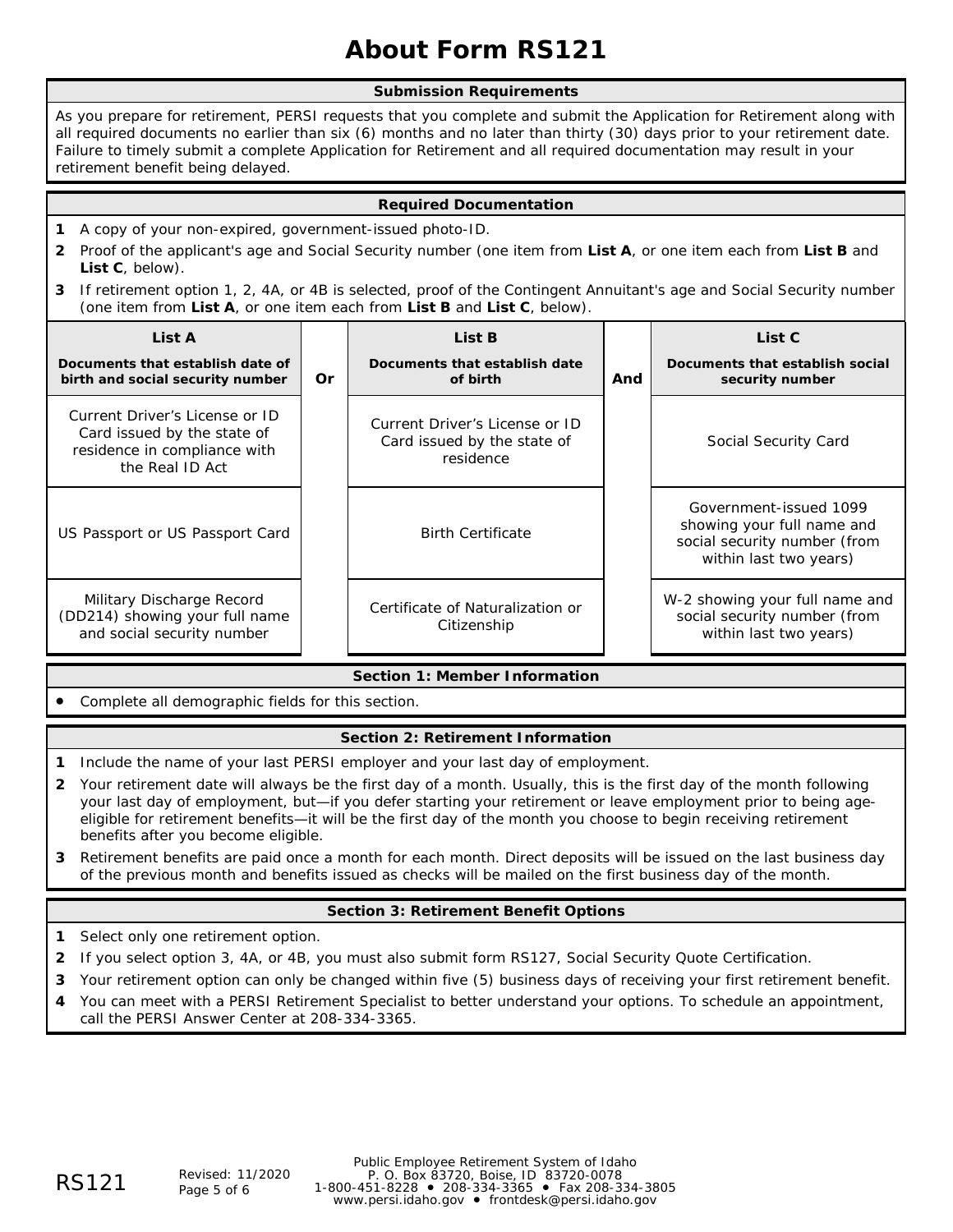# About Form RS121

## Submission Requirements

As you prepare for retirement, PERSI requests that you complete and submit the Application for Retirement along with all required documents no earlier than six (6) months and no later than thirty (30) days prior to your retirement date. Failure to timely submit a complete Application for Retirement and all required documentation may result in your retirement benefit being delayed.

## Required Documentation

1. A copy of your non-expired, government-issued photo-ID.
2. Proof of the applicant's age and Social Security number (one item from **List A**, or one item each from **List B** and **List C**, below).
3. If retirement option 1, 2, 4A, or 4B is selected, proof of the Contingent Annuitant's age and Social Security number (one item from **List A**, or one item each from **List B** and **List C**, below).

| **List A**<br>**Documents that establish date of birth and social security number** | **Or** | **List B**<br>**Documents that establish date of birth** | **And** | **List C**<br>**Documents that establish social security number** |
|---|---|---|---|---|
| Current Driver's License or ID Card issued by the state of residence in compliance with the Real ID Act | | Current Driver's License or ID Card issued by the state of residence | | Social Security Card |
| US Passport or US Passport Card | | Birth Certificate | | Government-issued 1099 showing your full name and social security number (from within last two years) |
| Military Discharge Record (DD214) showing your full name and social security number | | Certificate of Naturalization or Citizenship | | W-2 showing your full name and social security number (from within last two years) |

## Section 1: Member Information

- Complete all demographic fields for this section.

## Section 2: Retirement Information

1. Include the name of your last PERSI employer and your last day of employment.
2. Your retirement date will always be the first day of a month. Usually, this is the first day of the month following your last day of employment, but—if you defer starting your retirement or leave employment prior to being age-eligible for retirement benefits—it will be the first day of the month you choose to begin receiving retirement benefits after you become eligible.
3. Retirement benefits are paid once a month for each month. Direct deposits will be issued on the last business day of the previous month and benefits issued as checks will be mailed on the first business day of the month.

## Section 3: Retirement Benefit Options

1. Select only one retirement option.
2. If you select option 3, 4A, or 4B, you must also submit form RS127, Social Security Quote Certification.
3. Your retirement option can only be changed within five (5) business days of receiving your first retirement benefit.
4. You can meet with a PERSI Retirement Specialist to better understand your options. To schedule an appointment, call the PERSI Answer Center at 208-334-3365.

RS121 Revised: 11/2020

Public Employee Retirement System of Idaho
P. O. Box 83720, Boise, ID 83720-0078
1-800-451-8228 • 208-334-3365 • Fax 208-334-3805
www.persi.idaho.gov • frontdesk@persi.idaho.gov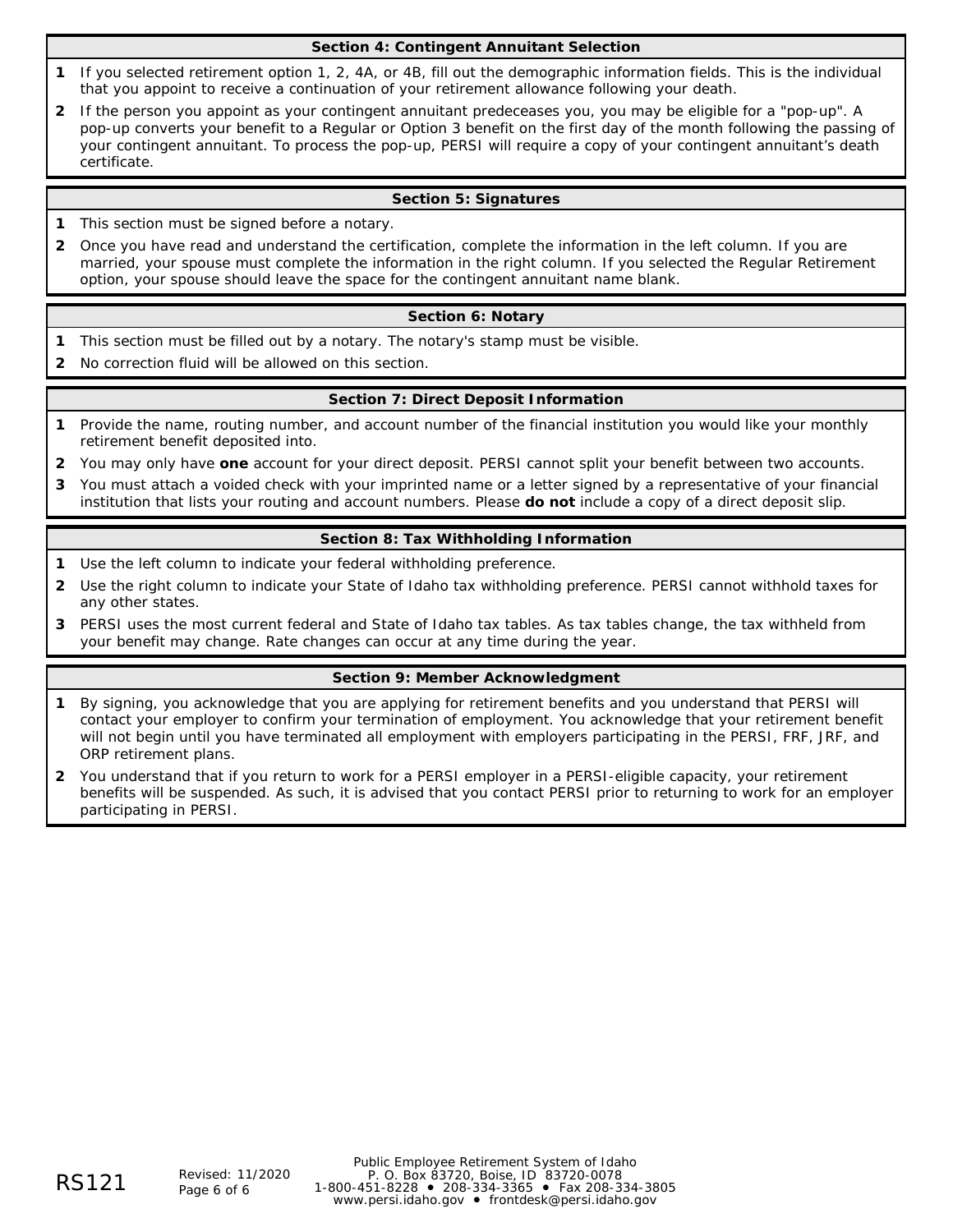## Section 4: Contingent Annuitant Selection

1. If you selected retirement option 1, 2, 4A, or 4B, fill out the demographic information fields. This is the individual that you appoint to receive a continuation of your retirement allowance following your death.
2. If the person you appoint as your contingent annuitant predeceases you, you may be eligible for a "pop-up". A pop-up converts your benefit to a Regular or Option 3 benefit on the first day of the month following the passing of your contingent annuitant. To process the pop-up, PERSI will require a copy of your contingent annuitant's death certificate.

## Section 5: Signatures

1. This section must be signed before a notary.
2. Once you have read and understand the certification, complete the information in the left column. If you are married, your spouse must complete the information in the right column. If you selected the Regular Retirement option, your spouse should leave the space for the contingent annuitant name blank.

## Section 6: Notary

1. This section must be filled out by a notary. The notary's stamp must be visible.
2. No correction fluid will be allowed on this section.

## Section 7: Direct Deposit Information

1. Provide the name, routing number, and account number of the financial institution you would like your monthly retirement benefit deposited into.
2. You may only have **one** account for your direct deposit. PERSI cannot split your benefit between two accounts.
3. You must attach a voided check with your imprinted name or a letter signed by a representative of your financial institution that lists your routing and account numbers. Please **do not** include a copy of a direct deposit slip.

## Section 8: Tax Withholding Information

1. Use the left column to indicate your federal withholding preference.
2. Use the right column to indicate your State of Idaho tax withholding preference. PERSI cannot withhold taxes for any other states.
3. PERSI uses the most current federal and State of Idaho tax tables. As tax tables change, the tax withheld from your benefit may change. Rate changes can occur at any time during the year.

## Section 9: Member Acknowledgment

1. By signing, you acknowledge that you are applying for retirement benefits and you understand that PERSI will contact your employer to confirm your termination of employment. You acknowledge that your retirement benefit will not begin until you have terminated all employment with employers participating in the PERSI, FRF, JRF, and ORP retirement plans.
2. You understand that if you return to work for a PERSI employer in a PERSI-eligible capacity, your retirement benefits will be suspended. As such, it is advised that you contact PERSI prior to returning to work for an employer participating in PERSI.

RS121 Revised: 11/2020

Public Employee Retirement System of Idaho
P. O. Box 83720, Boise, ID 83720-0078
1-800-451-8228 • 208-334-3365 • Fax 208-334-3805
www.persi.idaho.gov • frontdesk@persi.idaho.gov